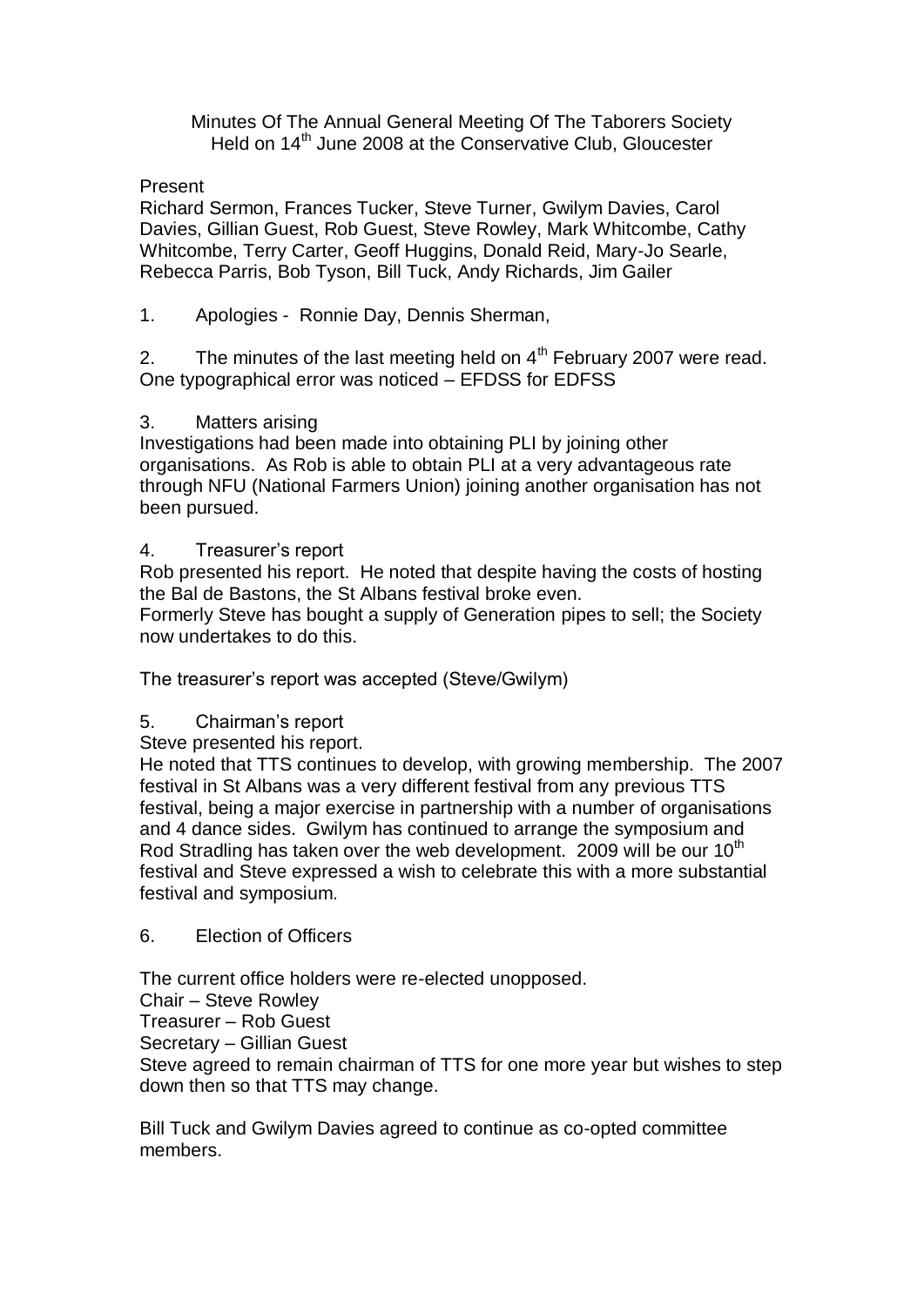Minutes Of The Annual General Meeting Of The Taborers Society
Held on 14th June 2008 at the Conservative Club, Gloucester

Present

Richard Sermon, Frances Tucker, Steve Turner, Gwilym Davies, Carol Davies, Gillian Guest, Rob Guest, Steve Rowley, Mark Whitcombe, Cathy Whitcombe, Terry Carter, Geoff Huggins, Donald Reid, Mary-Jo Searle, Rebecca Parris, Bob Tyson, Bill Tuck, Andy Richards, Jim Gailer

1. Apologies - Ronnie Day, Dennis Sherman,

2. The minutes of the last meeting held on 4th February 2007 were read. One typographical error was noticed – EFDSS for EDFSS

3. Matters arising

Investigations had been made into obtaining PLI by joining other organisations. As Rob is able to obtain PLI at a very advantageous rate through NFU (National Farmers Union) joining another organisation has not been pursued.

4. Treasurer's report

Rob presented his report. He noted that despite having the costs of hosting the Bal de Bastons, the St Albans festival broke even.

Formerly Steve has bought a supply of Generation pipes to sell; the Society now undertakes to do this.

The treasurer's report was accepted (Steve/Gwilym)

5. Chairman's report

Steve presented his report.

He noted that TTS continues to develop, with growing membership. The 2007 festival in St Albans was a very different festival from any previous TTS festival, being a major exercise in partnership with a number of organisations and 4 dance sides. Gwilym has continued to arrange the symposium and Rod Stradling has taken over the web development. 2009 will be our 10th festival and Steve expressed a wish to celebrate this with a more substantial festival and symposium.

6. Election of Officers

The current office holders were re-elected unopposed.

Chair – Steve Rowley

Treasurer – Rob Guest

Secretary – Gillian Guest

Steve agreed to remain chairman of TTS for one more year but wishes to step down then so that TTS may change.

Bill Tuck and Gwilym Davies agreed to continue as co-opted committee members.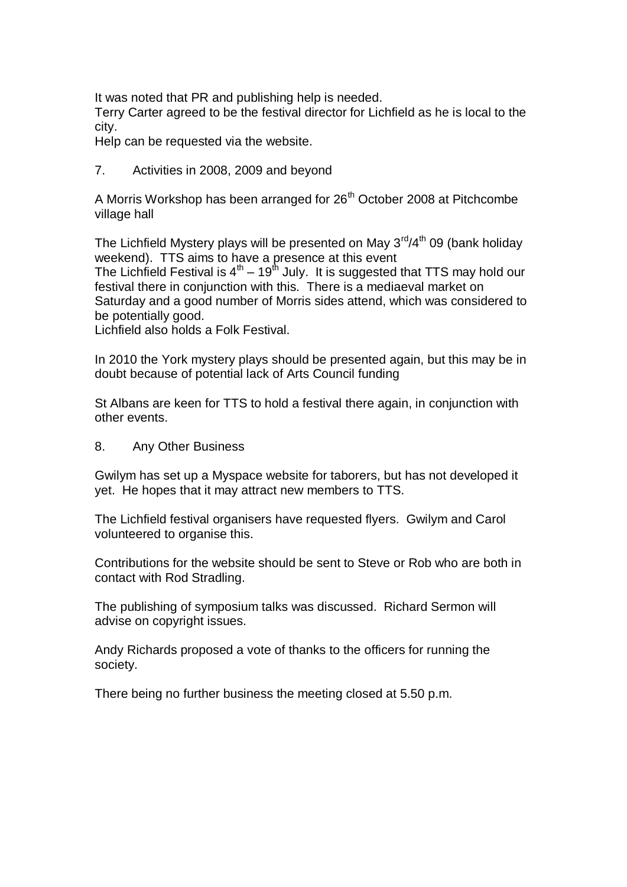It was noted that PR and publishing help is needed.
Terry Carter agreed to be the festival director for Lichfield as he is local to the city.
Help can be requested via the website.

7. Activities in 2008, 2009 and beyond

A Morris Workshop has been arranged for 26th October 2008 at Pitchcombe village hall

The Lichfield Mystery plays will be presented on May 3rd/4th 09 (bank holiday weekend). TTS aims to have a presence at this event
The Lichfield Festival is 4th – 19th July. It is suggested that TTS may hold our festival there in conjunction with this. There is a mediaeval market on Saturday and a good number of Morris sides attend, which was considered to be potentially good.
Lichfield also holds a Folk Festival.

In 2010 the York mystery plays should be presented again, but this may be in doubt because of potential lack of Arts Council funding

St Albans are keen for TTS to hold a festival there again, in conjunction with other events.

8. Any Other Business

Gwilym has set up a Myspace website for taborers, but has not developed it yet. He hopes that it may attract new members to TTS.

The Lichfield festival organisers have requested flyers. Gwilym and Carol volunteered to organise this.

Contributions for the website should be sent to Steve or Rob who are both in contact with Rod Stradling.

The publishing of symposium talks was discussed. Richard Sermon will advise on copyright issues.

Andy Richards proposed a vote of thanks to the officers for running the society.

There being no further business the meeting closed at 5.50 p.m.